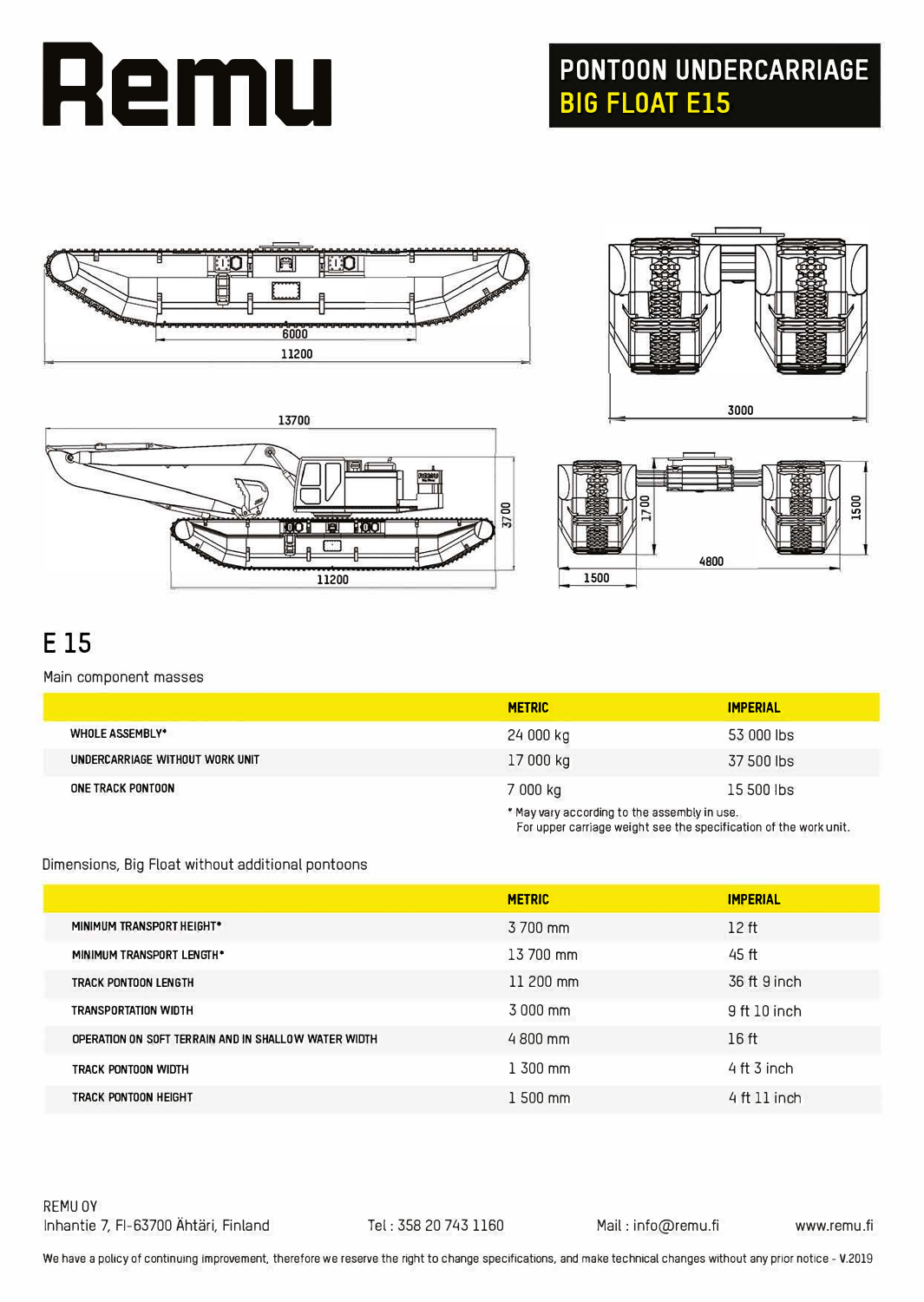# Remu

## PONTOON UNDERCARRIAGE BIG FLOAT E15

## E 15

Main component masses

| | METRIC | IMPERIAL |
|---|---|---|
| WHOLE ASSEMBLY* | 24 000 kg | 53 000 lbs |
| UNDERCARRIAGE WITHOUT WORK UNIT | 17 000 kg | 37 500 lbs |
| ONE TRACK PONTOON | 7 000 kg | 15 500 lbs |

* May vary according to the assembly in use.
For upper carriage weight see the specification of the work unit.

Dimensions, Big Float without additional pontoons

| | METRIC | IMPERIAL |
|---|---|---|
| MINIMUM TRANSPORT HEIGHT* | 3 700 mm | 12 ft |
| MINIMUM TRANSPORT LENGTH* | 13 700 mm | 45 ft |
| TRACK PONTOON LENGTH | 11 200 mm | 36 ft 9 inch |
| TRANSPORTATION WIDTH | 3 000 mm | 9 ft 10 inch |
| OPERATION ON SOFT TERRAIN AND IN SHALLOW WATER WIDTH | 4 800 mm | 16 ft |
| TRACK PONTOON WIDTH | 1 300 mm | 4 ft 3 inch |
| TRACK PONTOON HEIGHT | 1 500 mm | 4 ft 11 inch |

REMU OY
Inhantie 7, FI-63700 Ähtäri, Finland
Tel : 358 20 743 1160
Mail : info@remu.fi
www.remu.fi

We have a policy of continuing improvement, therefore we reserve the right to change specifications, and make technical changes without any prior notice - V.2019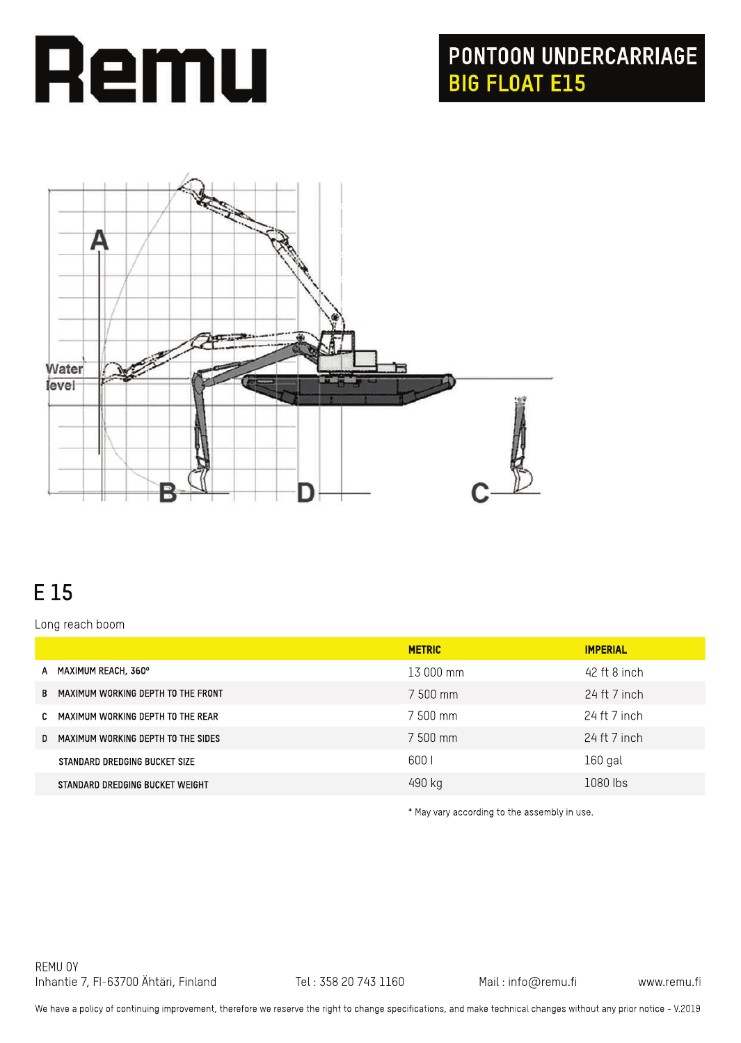# Remu

**PONTOON UNDERCARRIAGE**
**BIG FLOAT E15**

A

Water
level

B

D

C

## E 15

Long reach boom

| | | METRIC | IMPERIAL |
|---|---|---|---|
| A | MAXIMUM REACH, 360° | 13 000 mm | 42 ft 8 inch |
| B | MAXIMUM WORKING DEPTH TO THE FRONT | 7 500 mm | 24 ft 7 inch |
| C | MAXIMUM WORKING DEPTH TO THE REAR | 7 500 mm | 24 ft 7 inch |
| D | MAXIMUM WORKING DEPTH TO THE SIDES | 7 500 mm | 24 ft 7 inch |
| | STANDARD DREDGING BUCKET SIZE | 600 l | 160 gal |
| | STANDARD DREDGING BUCKET WEIGHT | 490 kg | 1080 lbs |

* May vary according to the assembly in use.

REMU OY
Inhantie 7, FI-63700 Ähtäri, Finland Tel : 358 20 743 1160 Mail : info@remu.fi www.remu.fi

We have a policy of continuing improvement, therefore we reserve the right to change specifications, and make technical changes without any prior notice - V.2019